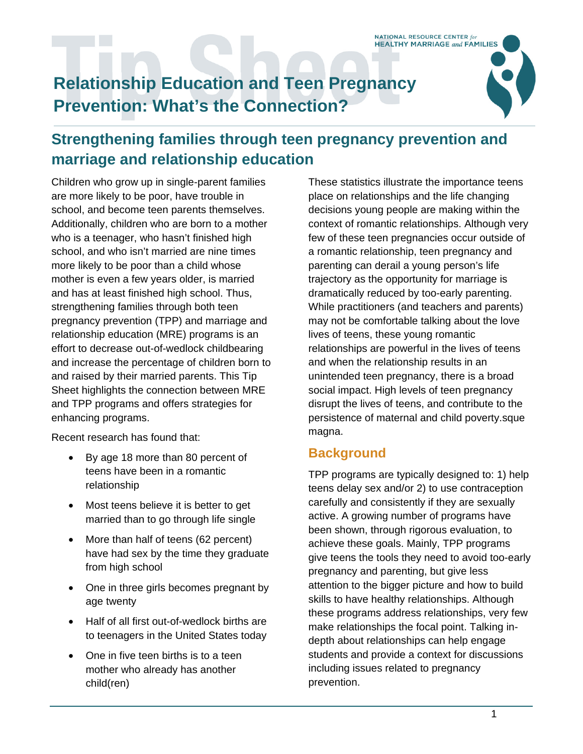NATIONAL RESOURCE CENTER *for* HEALTHY MARRIAGE *and* FAMILIES

# Relationship Education and Teen Pregnancy Prevention: What's the Connection?

## Strengthening families through teen pregnancy prevention and marriage and relationship education

Children who grow up in single-parent families are more likely to be poor, have trouble in school, and become teen parents themselves. Additionally, children who are born to a mother who is a teenager, who hasn't finished high school, and who isn't married are nine times more likely to be poor than a child whose mother is even a few years older, is married and has at least finished high school. Thus, strengthening families through both teen pregnancy prevention (TPP) and marriage and relationship education (MRE) programs is an effort to decrease out-of-wedlock childbearing and increase the percentage of children born to and raised by their married parents. This Tip Sheet highlights the connection between MRE and TPP programs and offers strategies for enhancing programs.

Recent research has found that:

- By age 18 more than 80 percent of teens have been in a romantic relationship
- Most teens believe it is better to get married than to go through life single
- More than half of teens (62 percent) have had sex by the time they graduate from high school
- One in three girls becomes pregnant by age twenty
- Half of all first out-of-wedlock births are to teenagers in the United States today
- One in five teen births is to a teen mother who already has another child(ren)

These statistics illustrate the importance teens place on relationships and the life changing decisions young people are making within the context of romantic relationships. Although very few of these teen pregnancies occur outside of a romantic relationship, teen pregnancy and parenting can derail a young person's life trajectory as the opportunity for marriage is dramatically reduced by too-early parenting. While practitioners (and teachers and parents) may not be comfortable talking about the love lives of teens, these young romantic relationships are powerful in the lives of teens and when the relationship results in an unintended teen pregnancy, there is a broad social impact. High levels of teen pregnancy disrupt the lives of teens, and contribute to the persistence of maternal and child poverty.sque magna.

### Background

TPP programs are typically designed to: 1) help teens delay sex and/or 2) to use contraception carefully and consistently if they are sexually active. A growing number of programs have been shown, through rigorous evaluation, to achieve these goals. Mainly, TPP programs give teens the tools they need to avoid too-early pregnancy and parenting, but give less attention to the bigger picture and how to build skills to have healthy relationships. Although these programs address relationships, very few make relationships the focal point. Talking in-depth about relationships can help engage students and provide a context for discussions including issues related to pregnancy prevention.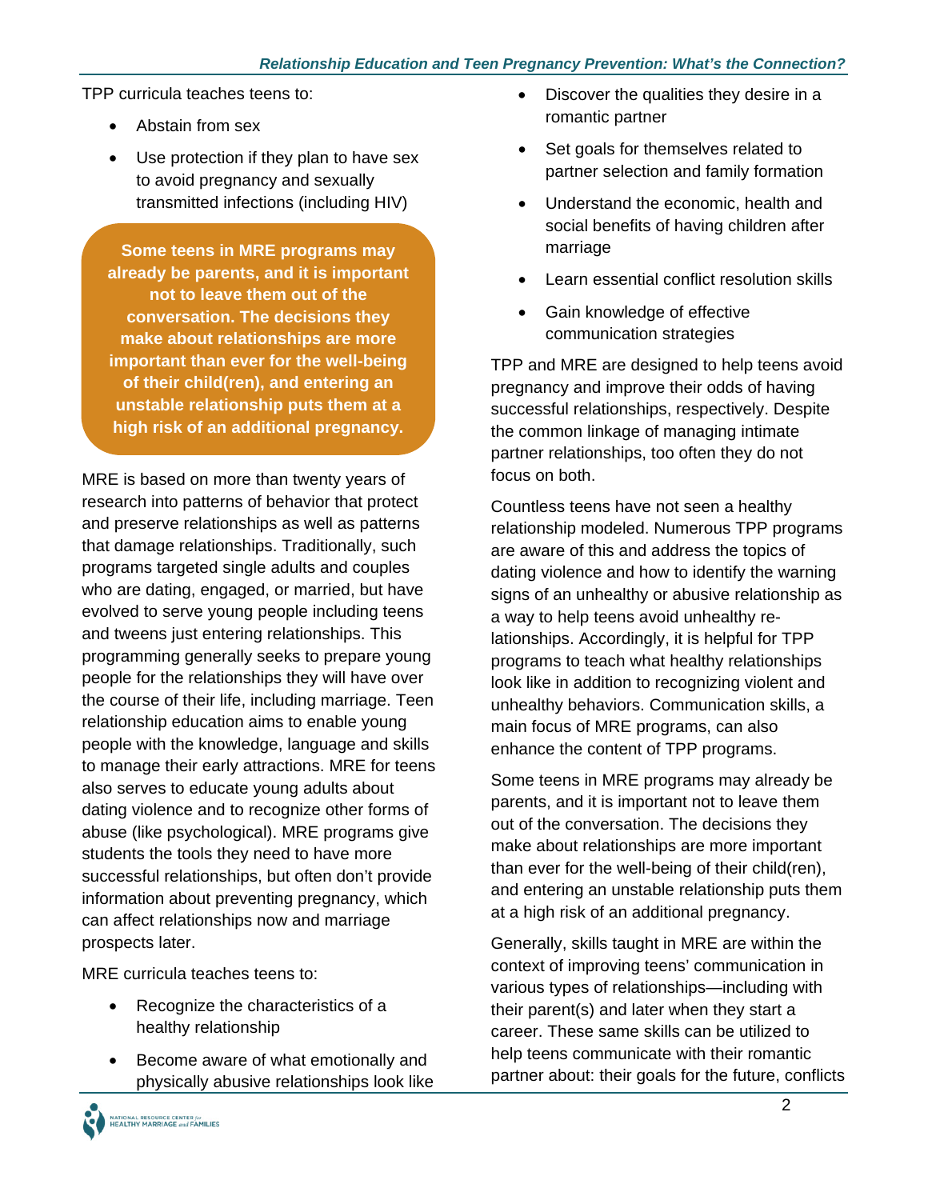TPP curricula teaches teens to:

- Abstain from sex
- Use protection if they plan to have sex to avoid pregnancy and sexually transmitted infections (including HIV)

**Some teens in MRE programs may already be parents, and it is important not to leave them out of the conversation. The decisions they make about relationships are more important than ever for the well-being of their child(ren), and entering an unstable relationship puts them at a high risk of an additional pregnancy.**

MRE is based on more than twenty years of research into patterns of behavior that protect and preserve relationships as well as patterns that damage relationships. Traditionally, such programs targeted single adults and couples who are dating, engaged, or married, but have evolved to serve young people including teens and tweens just entering relationships. This programming generally seeks to prepare young people for the relationships they will have over the course of their life, including marriage. Teen relationship education aims to enable young people with the knowledge, language and skills to manage their early attractions. MRE for teens also serves to educate young adults about dating violence and to recognize other forms of abuse (like psychological). MRE programs give students the tools they need to have more successful relationships, but often don't provide information about preventing pregnancy, which can affect relationships now and marriage prospects later.

MRE curricula teaches teens to:

- Recognize the characteristics of a healthy relationship
- Become aware of what emotionally and physically abusive relationships look like
- Discover the qualities they desire in a romantic partner
- Set goals for themselves related to partner selection and family formation
- Understand the economic, health and social benefits of having children after marriage
- Learn essential conflict resolution skills
- Gain knowledge of effective communication strategies

TPP and MRE are designed to help teens avoid pregnancy and improve their odds of having successful relationships, respectively. Despite the common linkage of managing intimate partner relationships, too often they do not focus on both.

Countless teens have not seen a healthy relationship modeled. Numerous TPP programs are aware of this and address the topics of dating violence and how to identify the warning signs of an unhealthy or abusive relationship as a way to help teens avoid unhealthy relationships. Accordingly, it is helpful for TPP programs to teach what healthy relationships look like in addition to recognizing violent and unhealthy behaviors. Communication skills, a main focus of MRE programs, can also enhance the content of TPP programs.

Some teens in MRE programs may already be parents, and it is important not to leave them out of the conversation. The decisions they make about relationships are more important than ever for the well-being of their child(ren), and entering an unstable relationship puts them at a high risk of an additional pregnancy.

Generally, skills taught in MRE are within the context of improving teens' communication in various types of relationships—including with their parent(s) and later when they start a career. These same skills can be utilized to help teens communicate with their romantic partner about: their goals for the future, conflicts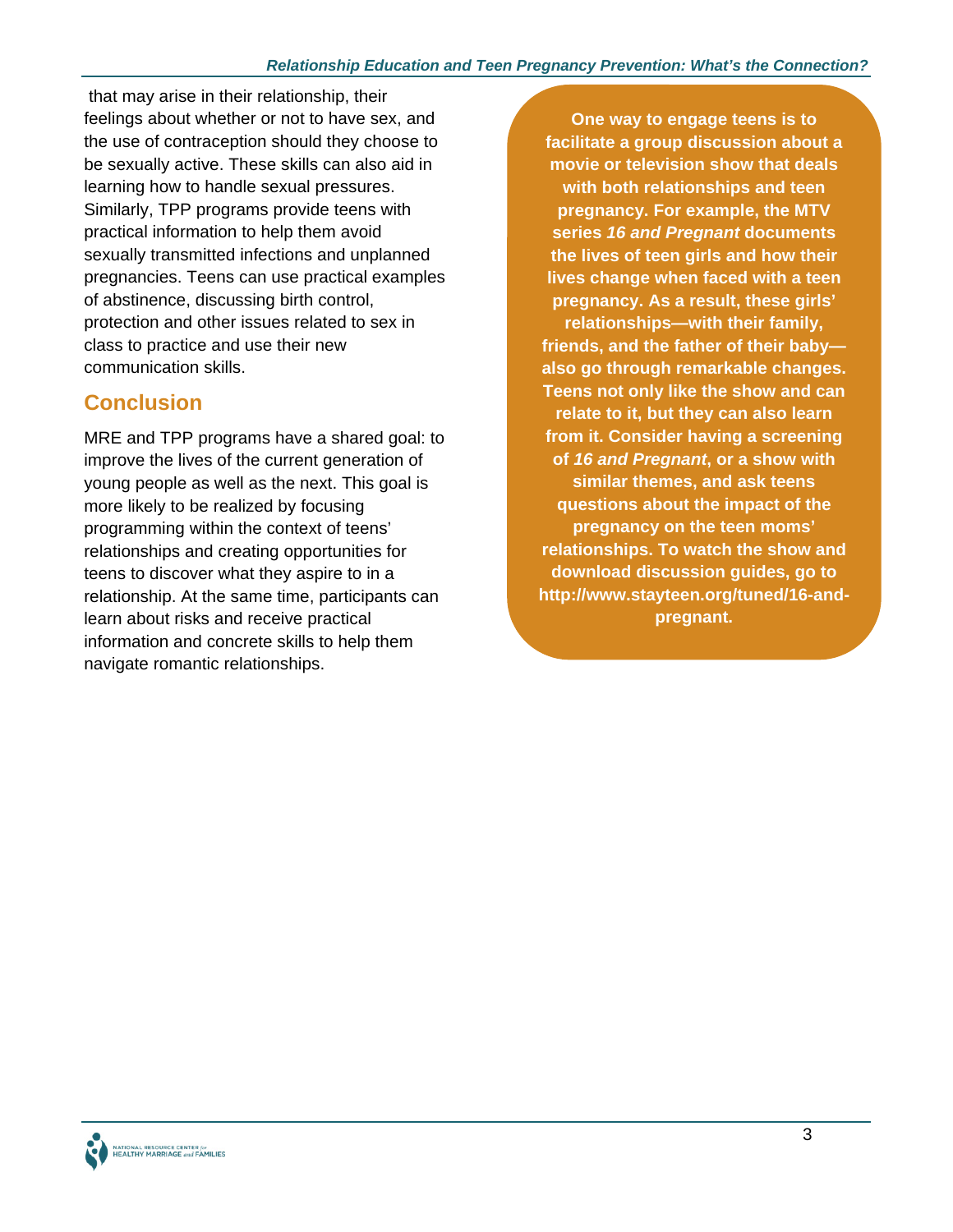that may arise in their relationship, their feelings about whether or not to have sex, and the use of contraception should they choose to be sexually active. These skills can also aid in learning how to handle sexual pressures. Similarly, TPP programs provide teens with practical information to help them avoid sexually transmitted infections and unplanned pregnancies. Teens can use practical examples of abstinence, discussing birth control, protection and other issues related to sex in class to practice and use their new communication skills.

## Conclusion

MRE and TPP programs have a shared goal: to improve the lives of the current generation of young people as well as the next. This goal is more likely to be realized by focusing programming within the context of teens' relationships and creating opportunities for teens to discover what they aspire to in a relationship. At the same time, participants can learn about risks and receive practical information and concrete skills to help them navigate romantic relationships.

**One way to engage teens is to facilitate a group discussion about a movie or television show that deals with both relationships and teen pregnancy. For example, the MTV series *16 and Pregnant* documents the lives of teen girls and how their lives change when faced with a teen pregnancy. As a result, these girls' relationships—with their family, friends, and the father of their baby—also go through remarkable changes. Teens not only like the show and can relate to it, but they can also learn from it. Consider having a screening of *16 and Pregnant*, or a show with similar themes, and ask teens questions about the impact of the pregnancy on the teen moms' relationships. To watch the show and download discussion guides, go to http://www.stayteen.org/tuned/16-and-pregnant.**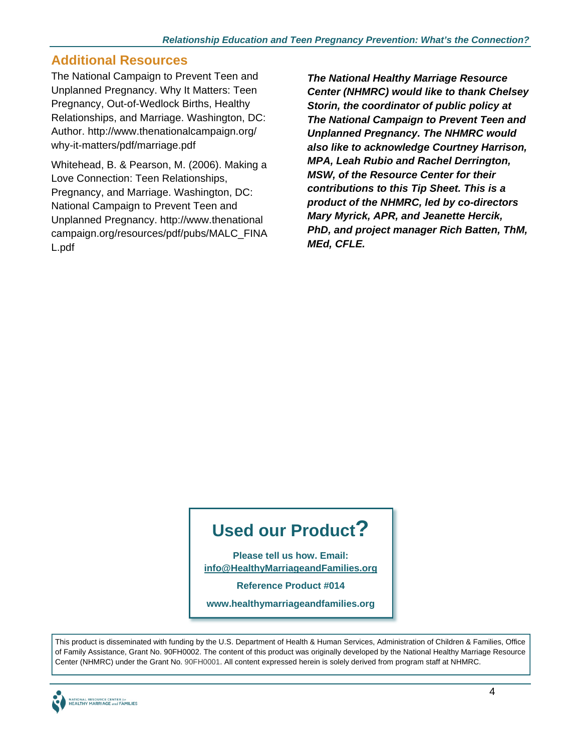## Additional Resources

The National Campaign to Prevent Teen and Unplanned Pregnancy. Why It Matters: Teen Pregnancy, Out-of-Wedlock Births, Healthy Relationships, and Marriage. Washington, DC: Author. http://www.thenationalcampaign.org/why-it-matters/pdf/marriage.pdf

Whitehead, B. & Pearson, M. (2006). Making a Love Connection: Teen Relationships, Pregnancy, and Marriage. Washington, DC: National Campaign to Prevent Teen and Unplanned Pregnancy. http://www.thenationalcampaign.org/resources/pdf/pubs/MALC_FINAL.pdf

***The National Healthy Marriage Resource Center (NHMRC) would like to thank Chelsey Storin, the coordinator of public policy at The National Campaign to Prevent Teen and Unplanned Pregnancy. The NHMRC would also like to acknowledge Courtney Harrison, MPA, Leah Rubio and Rachel Derrington, MSW, of the Resource Center for their contributions to this Tip Sheet. This is a product of the NHMRC, led by co-directors Mary Myrick, APR, and Jeanette Hercik, PhD, and project manager Rich Batten, ThM, MEd, CFLE.***

## Used our Product?

**Please tell us how. Email:**
**info@HealthyMarriageandFamilies.org**

**Reference Product #014**

**www.healthymarriageandfamilies.org**

This product is disseminated with funding by the U.S. Department of Health & Human Services, Administration of Children & Families, Office of Family Assistance, Grant No. 90FH0002. The content of this product was originally developed by the National Healthy Marriage Resource Center (NHMRC) under the Grant No. 90FH0001. All content expressed herein is solely derived from program staff at NHMRC.

NATIONAL RESOURCE CENTER for HEALTHY MARRIAGE and FAMILIES